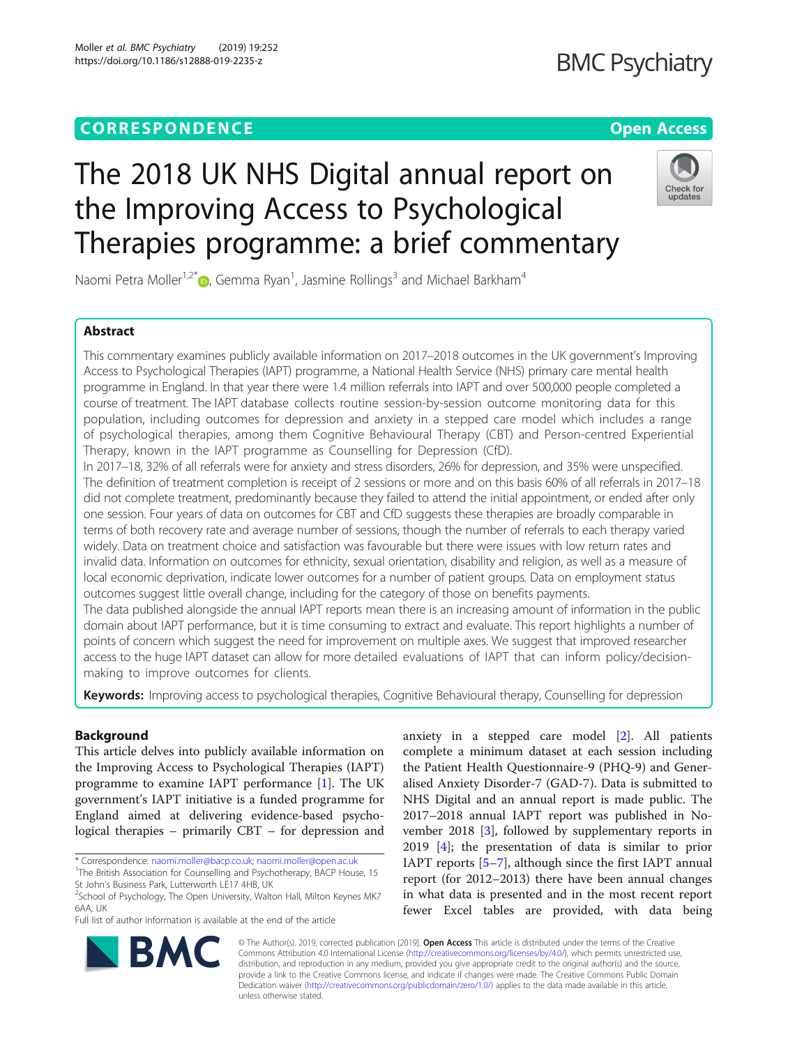CORRESPONDENCE

Open Access

# The 2018 UK NHS Digital annual report on the Improving Access to Psychological Therapies programme: a brief commentary

Naomi Petra Moller[1,2*], Gemma Ryan[1], Jasmine Rollings[3] and Michael Barkham[4]

## Abstract

This commentary examines publicly available information on 2017–2018 outcomes in the UK government's Improving Access to Psychological Therapies (IAPT) programme, a National Health Service (NHS) primary care mental health programme in England. In that year there were 1.4 million referrals into IAPT and over 500,000 people completed a course of treatment. The IAPT database collects routine session-by-session outcome monitoring data for this population, including outcomes for depression and anxiety in a stepped care model which includes a range of psychological therapies, among them Cognitive Behavioural Therapy (CBT) and Person-centred Experiential Therapy, known in the IAPT programme as Counselling for Depression (CfD).

In 2017–18, 32% of all referrals were for anxiety and stress disorders, 26% for depression, and 35% were unspecified. The definition of treatment completion is receipt of 2 sessions or more and on this basis 60% of all referrals in 2017–18 did not complete treatment, predominantly because they failed to attend the initial appointment, or ended after only one session. Four years of data on outcomes for CBT and CfD suggests these therapies are broadly comparable in terms of both recovery rate and average number of sessions, though the number of referrals to each therapy varied widely. Data on treatment choice and satisfaction was favourable but there were issues with low return rates and invalid data. Information on outcomes for ethnicity, sexual orientation, disability and religion, as well as a measure of local economic deprivation, indicate lower outcomes for a number of patient groups. Data on employment status outcomes suggest little overall change, including for the category of those on benefits payments.

The data published alongside the annual IAPT reports mean there is an increasing amount of information in the public domain about IAPT performance, but it is time consuming to extract and evaluate. This report highlights a number of points of concern which suggest the need for improvement on multiple axes. We suggest that improved researcher access to the huge IAPT dataset can allow for more detailed evaluations of IAPT that can inform policy/decision-making to improve outcomes for clients.

**Keywords:** Improving access to psychological therapies, Cognitive Behavioural therapy, Counselling for depression

## Background

This article delves into publicly available information on the Improving Access to Psychological Therapies (IAPT) programme to examine IAPT performance [1]. The UK government's IAPT initiative is a funded programme for England aimed at delivering evidence-based psychological therapies – primarily CBT – for depression and anxiety in a stepped care model [2]. All patients complete a minimum dataset at each session including the Patient Health Questionnaire-9 (PHQ-9) and Generalised Anxiety Disorder-7 (GAD-7). Data is submitted to NHS Digital and an annual report is made public. The 2017–2018 annual IAPT report was published in November 2018 [3], followed by supplementary reports in 2019 [4]; the presentation of data is similar to prior IAPT reports [5–7], although since the first IAPT annual report (for 2012–2013) there have been annual changes in what data is presented and in the most recent report fewer Excel tables are provided, with data being

\* Correspondence: naomi.moller@bacp.co.uk; naomi.moller@open.ac.uk
[1]The British Association for Counselling and Psychotherapy, BACP House, 15 St John's Business Park, Lutterworth LE17 4HB, UK
[2]School of Psychology, The Open University, Walton Hall, Milton Keynes MK7 6AA, UK
Full list of author information is available at the end of the article

© The Author(s). 2019, corrected publication [2019]. **Open Access** This article is distributed under the terms of the Creative Commons Attribution 4.0 International License (http://creativecommons.org/licenses/by/4.0/), which permits unrestricted use, distribution, and reproduction in any medium, provided you give appropriate credit to the original author(s) and the source, provide a link to the Creative Commons license, and indicate if changes were made. The Creative Commons Public Domain Dedication waiver (http://creativecommons.org/publicdomain/zero/1.0/) applies to the data made available in this article, unless otherwise stated.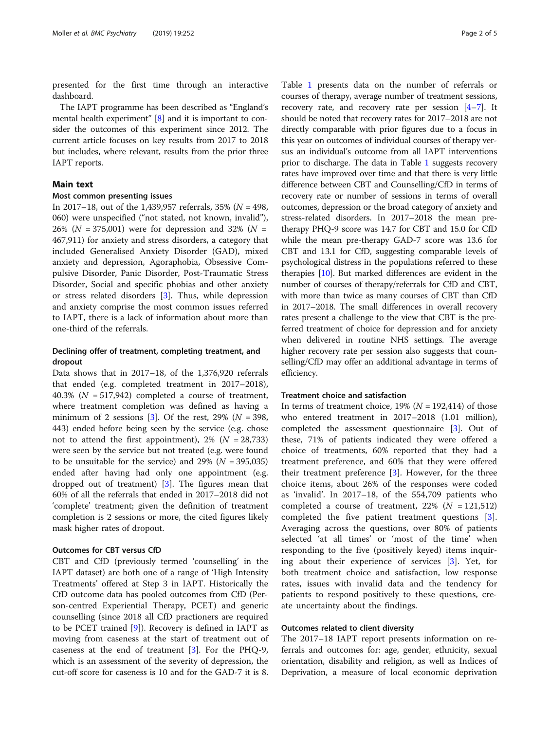presented for the first time through an interactive dashboard.

The IAPT programme has been described as "England's mental health experiment" [8] and it is important to consider the outcomes of this experiment since 2012. The current article focuses on key results from 2017 to 2018 but includes, where relevant, results from the prior three IAPT reports.

## Main text

### Most common presenting issues

In 2017–18, out of the 1,439,957 referrals, 35% ($N$ = 498, 060) were unspecified ("not stated, not known, invalid"), 26% ($N$ = 375,001) were for depression and 32% ($N$ = 467,911) for anxiety and stress disorders, a category that included Generalised Anxiety Disorder (GAD), mixed anxiety and depression, Agoraphobia, Obsessive Compulsive Disorder, Panic Disorder, Post-Traumatic Stress Disorder, Social and specific phobias and other anxiety or stress related disorders [3]. Thus, while depression and anxiety comprise the most common issues referred to IAPT, there is a lack of information about more than one-third of the referrals.

### Declining offer of treatment, completing treatment, and dropout

Data shows that in 2017–18, of the 1,376,920 referrals that ended (e.g. completed treatment in 2017–2018), 40.3% ($N$ = 517,942) completed a course of treatment, where treatment completion was defined as having a minimum of 2 sessions [3]. Of the rest, 29% ($N$ = 398, 443) ended before being seen by the service (e.g. chose not to attend the first appointment), 2% ($N$ = 28,733) were seen by the service but not treated (e.g. were found to be unsuitable for the service) and 29% ($N$ = 395,035) ended after having had only one appointment (e.g. dropped out of treatment) [3]. The figures mean that 60% of all the referrals that ended in 2017–2018 did not 'complete' treatment; given the definition of treatment completion is 2 sessions or more, the cited figures likely mask higher rates of dropout.

### Outcomes for CBT versus CfD

CBT and CfD (previously termed 'counselling' in the IAPT dataset) are both one of a range of 'High Intensity Treatments' offered at Step 3 in IAPT. Historically the CfD outcome data has pooled outcomes from CfD (Person-centred Experiential Therapy, PCET) and generic counselling (since 2018 all CfD practioners are required to be PCET trained [9]). Recovery is defined in IAPT as moving from caseness at the start of treatment out of caseness at the end of treatment [3]. For the PHQ-9, which is an assessment of the severity of depression, the cut-off score for caseness is 10 and for the GAD-7 it is 8. Table 1 presents data on the number of referrals or courses of therapy, average number of treatment sessions, recovery rate, and recovery rate per session [4–7]. It should be noted that recovery rates for 2017–2018 are not directly comparable with prior figures due to a focus in this year on outcomes of individual courses of therapy versus an individual's outcome from all IAPT interventions prior to discharge. The data in Table 1 suggests recovery rates have improved over time and that there is very little difference between CBT and Counselling/CfD in terms of recovery rate or number of sessions in terms of overall outcomes, depression or the broad category of anxiety and stress-related disorders. In 2017–2018 the mean pre-therapy PHQ-9 score was 14.7 for CBT and 15.0 for CfD while the mean pre-therapy GAD-7 score was 13.6 for CBT and 13.1 for CfD, suggesting comparable levels of psychological distress in the populations referred to these therapies [10]. But marked differences are evident in the number of courses of therapy/referrals for CfD and CBT, with more than twice as many courses of CBT than CfD in 2017–2018. The small differences in overall recovery rates present a challenge to the view that CBT is the preferred treatment of choice for depression and for anxiety when delivered in routine NHS settings. The average higher recovery rate per session also suggests that counselling/CfD may offer an additional advantage in terms of efficiency.

### Treatment choice and satisfaction

In terms of treatment choice, 19% ($N$ = 192,414) of those who entered treatment in 2017–2018 (1.01 million), completed the assessment questionnaire [3]. Out of these, 71% of patients indicated they were offered a choice of treatments, 60% reported that they had a treatment preference, and 60% that they were offered their treatment preference [3]. However, for the three choice items, about 26% of the responses were coded as 'invalid'. In 2017–18, of the 554,709 patients who completed a course of treatment, 22% ($N$ = 121,512) completed the five patient treatment questions [3]. Averaging across the questions, over 80% of patients selected 'at all times' or 'most of the time' when responding to the five (positively keyed) items inquiring about their experience of services [3]. Yet, for both treatment choice and satisfaction, low response rates, issues with invalid data and the tendency for patients to respond positively to these questions, create uncertainty about the findings.

### Outcomes related to client diversity

The 2017–18 IAPT report presents information on referrals and outcomes for: age, gender, ethnicity, sexual orientation, disability and religion, as well as Indices of Deprivation, a measure of local economic deprivation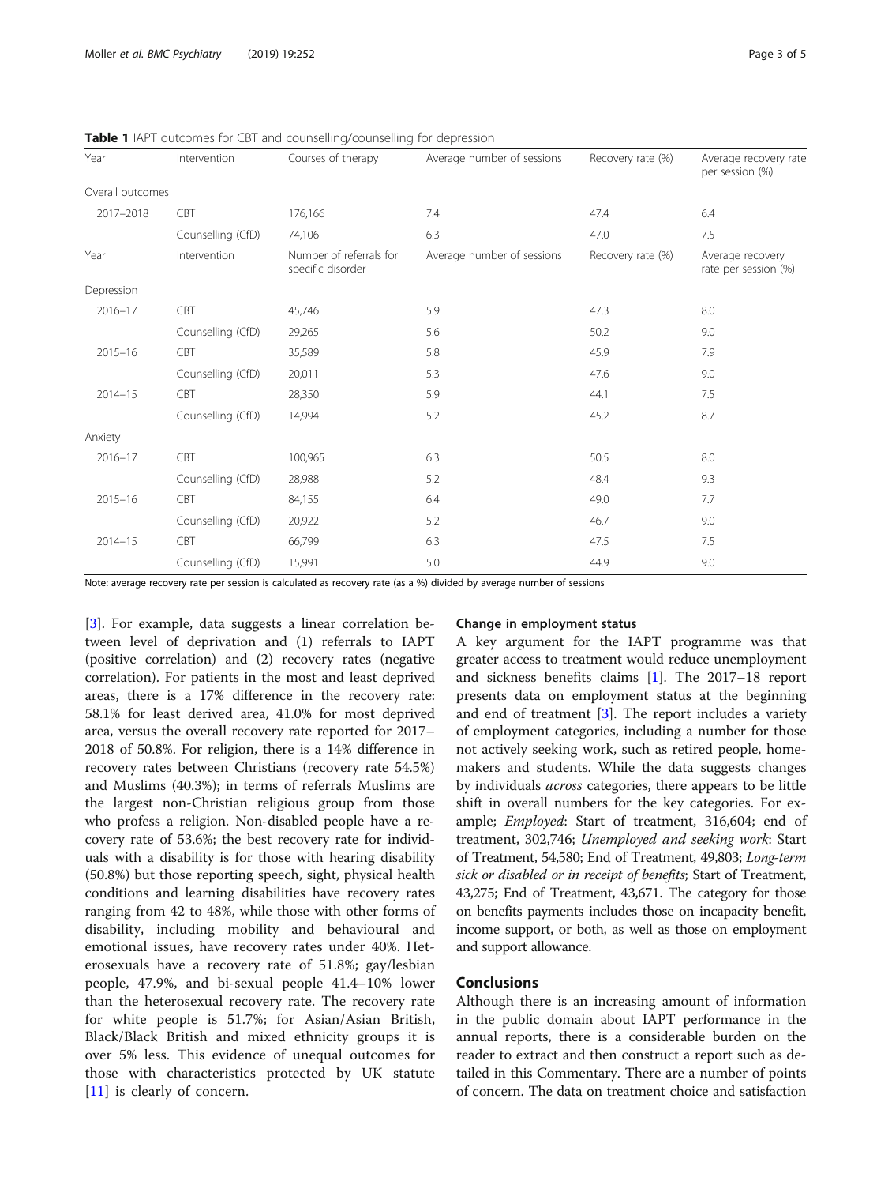**Table 1** IAPT outcomes for CBT and counselling/counselling for depression

| Year | Intervention | Courses of therapy | Average number of sessions | Recovery rate (%) | Average recovery rate per session (%) |
|---|---|---|---|---|---|
| Overall outcomes | | | | | |
| 2017–2018 | CBT | 176,166 | 7.4 | 47.4 | 6.4 |
| | Counselling (CfD) | 74,106 | 6.3 | 47.0 | 7.5 |
| Year | Intervention | Number of referrals for specific disorder | Average number of sessions | Recovery rate (%) | Average recovery rate per session (%) |
| Depression | | | | | |
| 2016–17 | CBT | 45,746 | 5.9 | 47.3 | 8.0 |
| | Counselling (CfD) | 29,265 | 5.6 | 50.2 | 9.0 |
| 2015–16 | CBT | 35,589 | 5.8 | 45.9 | 7.9 |
| | Counselling (CfD) | 20,011 | 5.3 | 47.6 | 9.0 |
| 2014–15 | CBT | 28,350 | 5.9 | 44.1 | 7.5 |
| | Counselling (CfD) | 14,994 | 5.2 | 45.2 | 8.7 |
| Anxiety | | | | | |
| 2016–17 | CBT | 100,965 | 6.3 | 50.5 | 8.0 |
| | Counselling (CfD) | 28,988 | 5.2 | 48.4 | 9.3 |
| 2015–16 | CBT | 84,155 | 6.4 | 49.0 | 7.7 |
| | Counselling (CfD) | 20,922 | 5.2 | 46.7 | 9.0 |
| 2014–15 | CBT | 66,799 | 6.3 | 47.5 | 7.5 |
| | Counselling (CfD) | 15,991 | 5.0 | 44.9 | 9.0 |

Note: average recovery rate per session is calculated as recovery rate (as a %) divided by average number of sessions

[3]. For example, data suggests a linear correlation between level of deprivation and (1) referrals to IAPT (positive correlation) and (2) recovery rates (negative correlation). For patients in the most and least deprived areas, there is a 17% difference in the recovery rate: 58.1% for least derived area, 41.0% for most deprived area, versus the overall recovery rate reported for 2017–2018 of 50.8%. For religion, there is a 14% difference in recovery rates between Christians (recovery rate 54.5%) and Muslims (40.3%); in terms of referrals Muslims are the largest non-Christian religious group from those who profess a religion. Non-disabled people have a recovery rate of 53.6%; the best recovery rate for individuals with a disability is for those with hearing disability (50.8%) but those reporting speech, sight, physical health conditions and learning disabilities have recovery rates ranging from 42 to 48%, while those with other forms of disability, including mobility and behavioural and emotional issues, have recovery rates under 40%. Heterosexuals have a recovery rate of 51.8%; gay/lesbian people, 47.9%, and bi-sexual people 41.4–10% lower than the heterosexual recovery rate. The recovery rate for white people is 51.7%; for Asian/Asian British, Black/Black British and mixed ethnicity groups it is over 5% less. This evidence of unequal outcomes for those with characteristics protected by UK statute [11] is clearly of concern.

### Change in employment status

A key argument for the IAPT programme was that greater access to treatment would reduce unemployment and sickness benefits claims [1]. The 2017–18 report presents data on employment status at the beginning and end of treatment [3]. The report includes a variety of employment categories, including a number for those not actively seeking work, such as retired people, homemakers and students. While the data suggests changes by individuals *across* categories, there appears to be little shift in overall numbers for the key categories. For example; *Employed*: Start of treatment, 316,604; end of treatment, 302,746; *Unemployed and seeking work*: Start of Treatment, 54,580; End of Treatment, 49,803; *Long-term sick or disabled or in receipt of benefits*; Start of Treatment, 43,275; End of Treatment, 43,671. The category for those on benefits payments includes those on incapacity benefit, income support, or both, as well as those on employment and support allowance.

## Conclusions

Although there is an increasing amount of information in the public domain about IAPT performance in the annual reports, there is a considerable burden on the reader to extract and then construct a report such as detailed in this Commentary. There are a number of points of concern. The data on treatment choice and satisfaction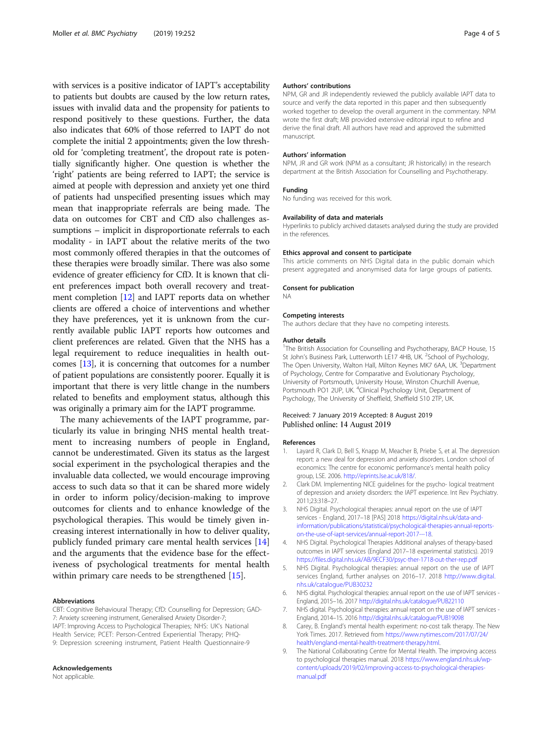with services is a positive indicator of IAPT's acceptability to patients but doubts are caused by the low return rates, issues with invalid data and the propensity for patients to respond positively to these questions. Further, the data also indicates that 60% of those referred to IAPT do not complete the initial 2 appointments; given the low threshold for 'completing treatment', the dropout rate is potentially significantly higher. One question is whether the 'right' patients are being referred to IAPT; the service is aimed at people with depression and anxiety yet one third of patients had unspecified presenting issues which may mean that inappropriate referrals are being made. The data on outcomes for CBT and CfD also challenges assumptions – implicit in disproportionate referrals to each modality - in IAPT about the relative merits of the two most commonly offered therapies in that the outcomes of these therapies were broadly similar. There was also some evidence of greater efficiency for CfD. It is known that client preferences impact both overall recovery and treatment completion [12] and IAPT reports data on whether clients are offered a choice of interventions and whether they have preferences, yet it is unknown from the currently available public IAPT reports how outcomes and client preferences are related. Given that the NHS has a legal requirement to reduce inequalities in health outcomes [13], it is concerning that outcomes for a number of patient populations are consistently poorer. Equally it is important that there is very little change in the numbers related to benefits and employment status, although this was originally a primary aim for the IAPT programme.

The many achievements of the IAPT programme, particularly its value in bringing NHS mental health treatment to increasing numbers of people in England, cannot be underestimated. Given its status as the largest social experiment in the psychological therapies and the invaluable data collected, we would encourage improving access to such data so that it can be shared more widely in order to inform policy/decision-making to improve outcomes for clients and to enhance knowledge of the psychological therapies. This would be timely given increasing interest internationally in how to deliver quality, publicly funded primary care mental health services [14] and the arguments that the evidence base for the effectiveness of psychological treatments for mental health within primary care needs to be strengthened [15].

### Abbreviations

CBT: Cognitive Behavioural Therapy; CfD: Counselling for Depression; GAD-7: Anxiety screening instrument, Generalised Anxiety Disorder-7; IAPT: Improving Access to Psychological Therapies; NHS: UK's National Health Service; PCET: Person-Centred Experiential Therapy; PHQ-9: Depression screening instrument, Patient Health Questionnaire-9

### Acknowledgements

Not applicable.

### Authors' contributions

NPM, GR and JR independently reviewed the publicly available IAPT data to source and verify the data reported in this paper and then subsequently worked together to develop the overall argument in the commentary. NPM wrote the first draft; MB provided extensive editorial input to refine and derive the final draft. All authors have read and approved the submitted manuscript.

### Authors' information

NPM, JR and GR work (NPM as a consultant; JR historically) in the research department at the British Association for Counselling and Psychotherapy.

### Funding

No funding was received for this work.

### Availability of data and materials

Hyperlinks to publicly archived datasets analysed during the study are provided in the references.

### Ethics approval and consent to participate

This article comments on NHS Digital data in the public domain which present aggregated and anonymised data for large groups of patients.

### Consent for publication

NA

### Competing interests

The authors declare that they have no competing interests.

### Author details

[1]The British Association for Counselling and Psychotherapy, BACP House, 15 St John's Business Park, Lutterworth LE17 4HB, UK. [2]School of Psychology, The Open University, Walton Hall, Milton Keynes MK7 6AA, UK. [3]Department of Psychology, Centre for Comparative and Evolutionary Psychology, University of Portsmouth, University House, Winston Churchill Avenue, Portsmouth PO1 2UP, UK. [4]Clinical Psychology Unit, Department of Psychology, The University of Sheffield, Sheffield S10 2TP, UK.

Received: 7 January 2019 Accepted: 8 August 2019
Published online: 14 August 2019

### References

1. Layard R, Clark D, Bell S, Knapp M, Meacher B, Priebe S, et al. The depression report: a new deal for depression and anxiety disorders. London school of economics: The centre for economic performance's mental health policy group, LSE. 2006. http://eprints.lse.ac.uk/818/.
2. Clark DM. Implementing NICE guidelines for the psycho- logical treatment of depression and anxiety disorders: the IAPT experience. Int Rev Psychiatry. 2011;23:318–27.
3. NHS Digital. Psychological therapies: annual report on the use of IAPT services - England, 2017–18 [PAS] 2018 https://digital.nhs.uk/data-and-information/publications/statistical/psychological-therapies-annual-reports-on-the-use-of-iapt-services/annual-report-2017---18.
4. NHS Digital. Psychological Therapies Additional analyses of therapy-based outcomes in IAPT services (England 2017–18 experimental statistics). 2019 https://files.digital.nhs.uk/AB/9ECF30/psyc-ther-1718-out-ther-rep.pdf
5. NHS Digital. Psychological therapies: annual report on the use of IAPT services England, further analyses on 2016–17. 2018 http://www.digital.nhs.uk/catalogue/PUB30232
6. NHS digital. Psychological therapies: annual report on the use of IAPT services - England, 2015–16. 2017 http://digital.nhs.uk/catalogue/PUB22110
7. NHS digital. Psychological therapies: annual report on the use of IAPT services - England, 2014–15. 2016 http://digital.nhs.uk/catalogue/PUB19098
8. Carey, B. England's mental health experiment: no-cost talk therapy. The New York Times. 2017. Retrieved from https://www.nytimes.com/2017/07/24/health/england-mental-health-treatment-therapy.html.
9. The National Collaborating Centre for Mental Health. The improving access to psychological therapies manual. 2018 https://www.england.nhs.uk/wp-content/uploads/2019/02/improving-access-to-psychological-therapies-manual.pdf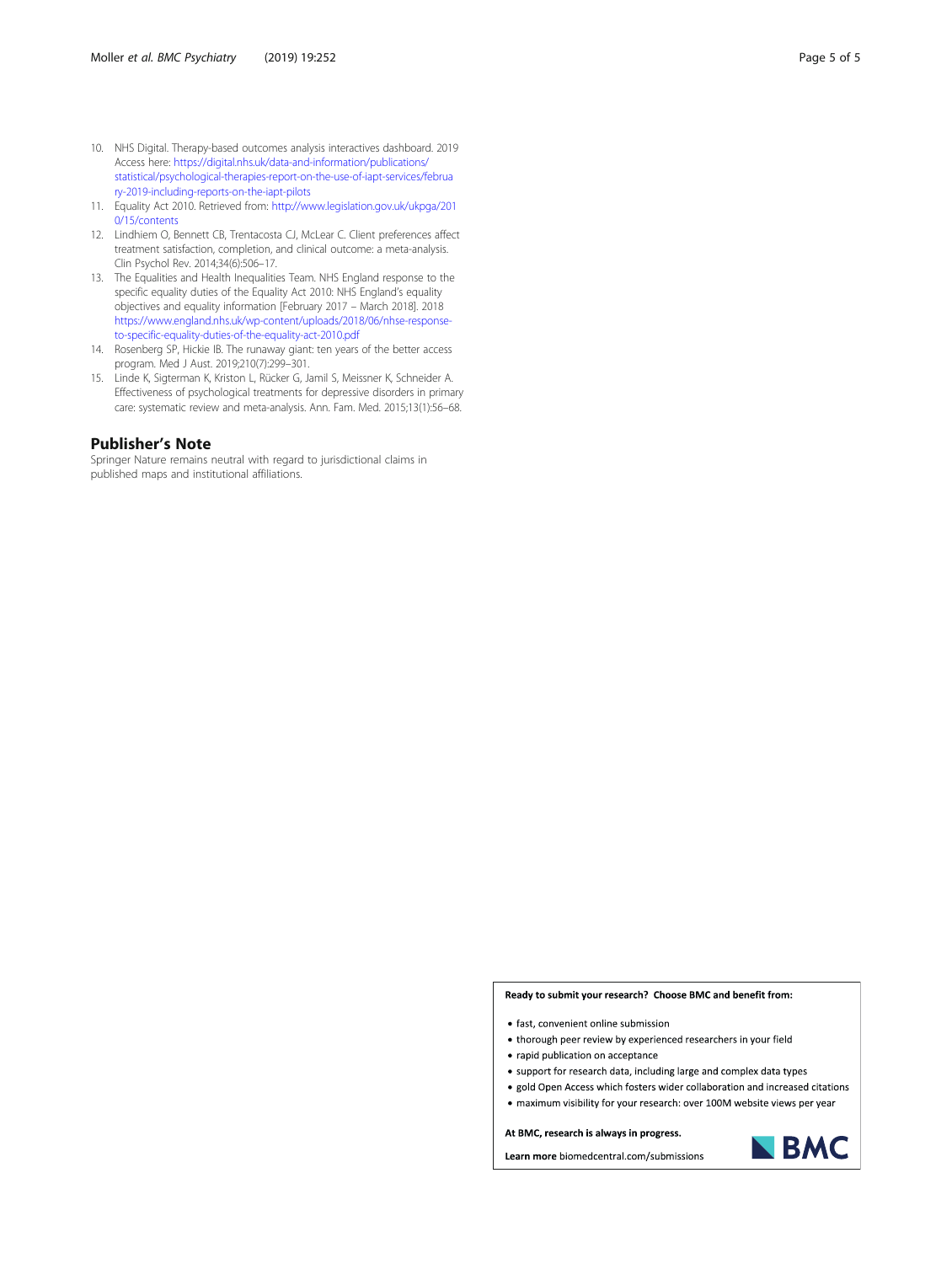10. NHS Digital. Therapy-based outcomes analysis interactives dashboard. 2019 Access here: https://digital.nhs.uk/data-and-information/publications/statistical/psychological-therapies-report-on-the-use-of-iapt-services/february-2019-including-reports-on-the-iapt-pilots
11. Equality Act 2010. Retrieved from: http://www.legislation.gov.uk/ukpga/2010/15/contents
12. Lindhiem O, Bennett CB, Trentacosta CJ, McLear C. Client preferences affect treatment satisfaction, completion, and clinical outcome: a meta-analysis. Clin Psychol Rev. 2014;34(6):506–17.
13. The Equalities and Health Inequalities Team. NHS England response to the specific equality duties of the Equality Act 2010: NHS England's equality objectives and equality information [February 2017 – March 2018]. 2018 https://www.england.nhs.uk/wp-content/uploads/2018/06/nhse-response-to-specific-equality-duties-of-the-equality-act-2010.pdf
14. Rosenberg SP, Hickie IB. The runaway giant: ten years of the better access program. Med J Aust. 2019;210(7):299–301.
15. Linde K, Sigterman K, Kriston L, Rücker G, Jamil S, Meissner K, Schneider A. Effectiveness of psychological treatments for depressive disorders in primary care: systematic review and meta-analysis. Ann. Fam. Med. 2015;13(1):56–68.

## Publisher's Note

Springer Nature remains neutral with regard to jurisdictional claims in published maps and institutional affiliations.

**Ready to submit your research? Choose BMC and benefit from:**

- fast, convenient online submission
- thorough peer review by experienced researchers in your field
- rapid publication on acceptance
- support for research data, including large and complex data types
- gold Open Access which fosters wider collaboration and increased citations
- maximum visibility for your research: over 100M website views per year

**At BMC, research is always in progress.**

**Learn more** biomedcentral.com/submissions

BMC